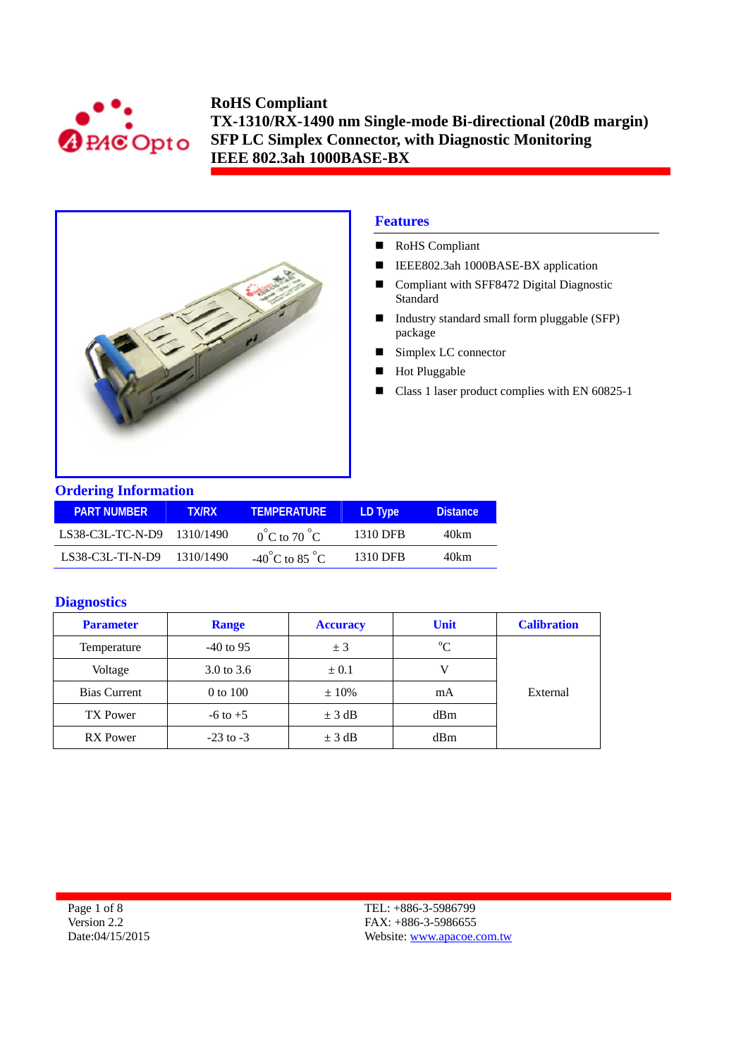# RoHS Compliant
# TX-1310/RX-1490 nm Single-mode Bi-directional (20dB margin)
# SFP LC Simplex Connector, with Diagnostic Monitoring
# IEEE 802.3ah 1000BASE-BX

## Features

- RoHS Compliant
- IEEE802.3ah 1000BASE-BX application
- Compliant with SFF8472 Digital Diagnostic Standard
- Industry standard small form pluggable (SFP) package
- Simplex LC connector
- Hot Pluggable
- Class 1 laser product complies with EN 60825-1

## Ordering Information

| PART NUMBER | TX/RX | TEMPERATURE | LD Type | Distance |
|---|---|---|---|---|
| LS38-C3L-TC-N-D9 | 1310/1490 | 0°C to 70 °C | 1310 DFB | 40km |
| LS38-C3L-TI-N-D9 | 1310/1490 | -40°C to 85 °C | 1310 DFB | 40km |

## Diagnostics

| Parameter | Range | Accuracy | Unit | Calibration |
|---|---|---|---|---|
| Temperature | -40 to 95 | ± 3 | °C | External |
| Voltage | 3.0 to 3.6 | ± 0.1 | V | |
| Bias Current | 0 to 100 | ± 10% | mA | |
| TX Power | -6 to +5 | ± 3 dB | dBm | |
| RX Power | -23 to -3 | ± 3 dB | dBm | |

Version 2.2
Date:04/15/2015

TEL: +886-3-5986799
FAX: +886-3-5986655
Website: www.apacoe.com.tw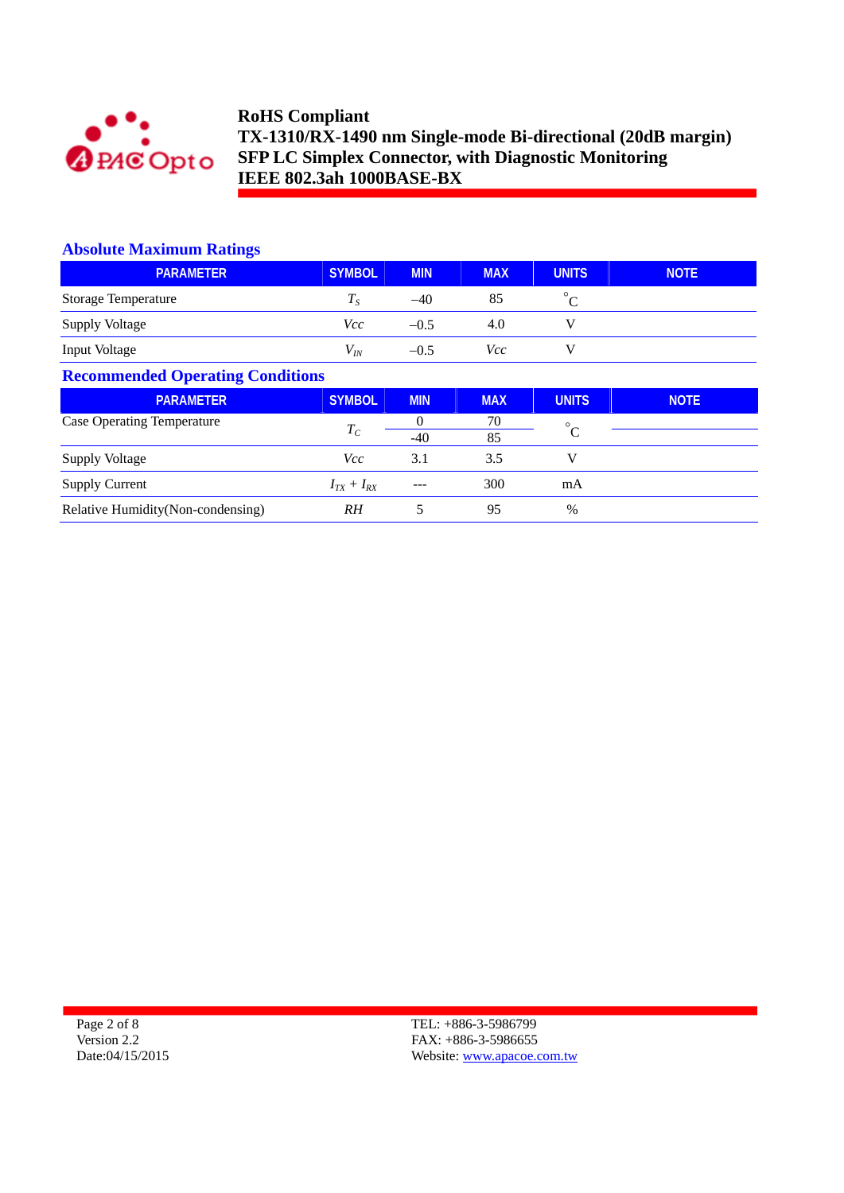## Absolute Maximum Ratings

| PARAMETER | SYMBOL | MIN | MAX | UNITS | NOTE |
|---|---|---|---|---|---|
| Storage Temperature | $T_S$ | –40 | 85 | °C | |
| Supply Voltage | $Vcc$ | –0.5 | 4.0 | V | |
| Input Voltage | $V_{IN}$ | –0.5 | $Vcc$ | V | |

## Recommended Operating Conditions

| PARAMETER | SYMBOL | MIN | MAX | UNITS | NOTE |
|---|---|---|---|---|---|
| Case Operating Temperature | $T_C$ | 0 | 70 | °C | |
| | | -40 | 85 | | |
| Supply Voltage | $Vcc$ | 3.1 | 3.5 | V | |
| Supply Current | $I_{TX} + I_{RX}$ | --- | 300 | mA | |
| Relative Humidity(Non-condensing) | $RH$ | 5 | 95 | % | |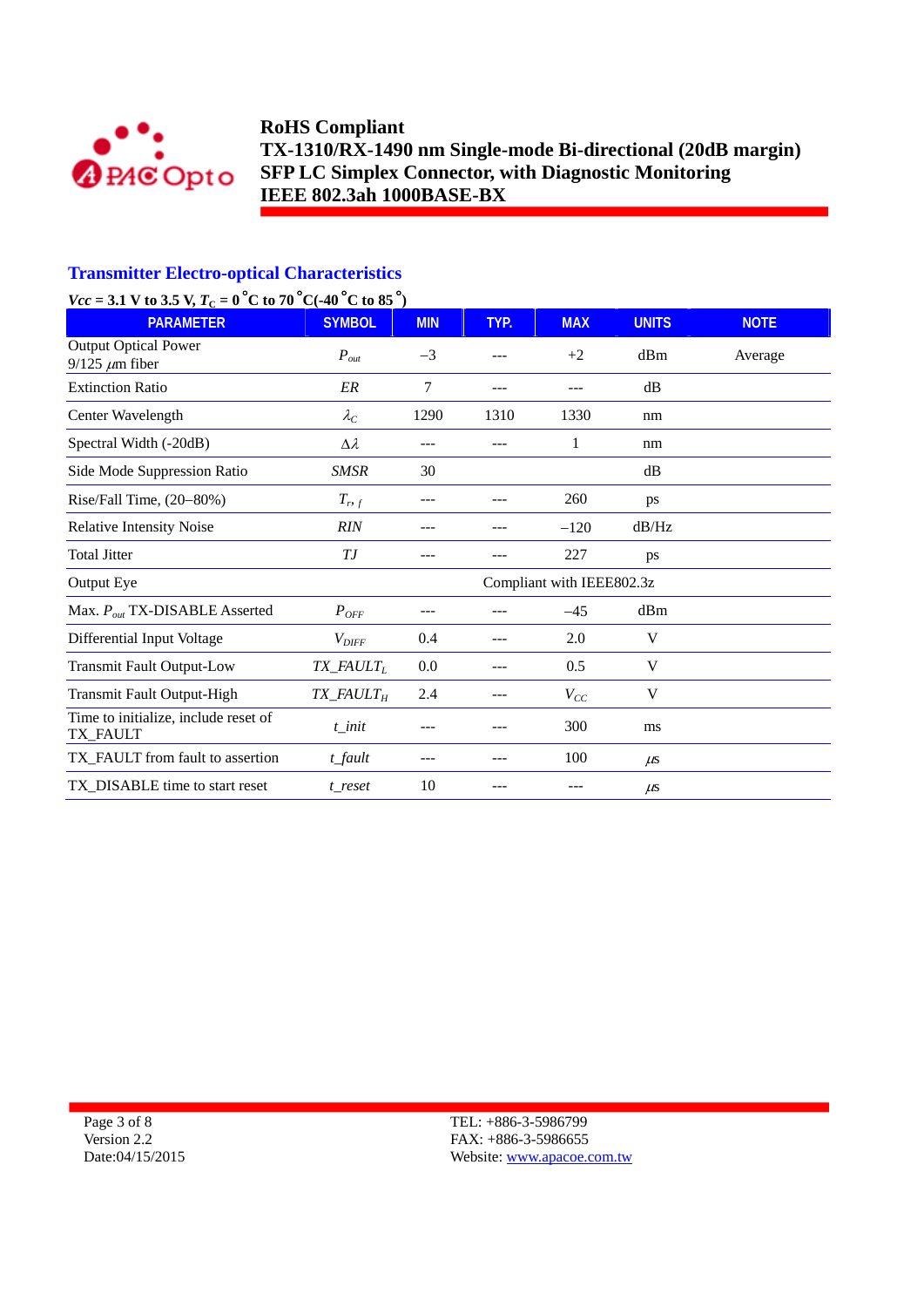## Transmitter Electro-optical Characteristics

**$Vcc$ = 3.1 V to 3.5 V, $T_C$ = 0 °C to 70 °C(-40 °C to 85 °)**

| PARAMETER | SYMBOL | MIN | TYP. | MAX | UNITS | NOTE |
|---|---|---|---|---|---|---|
| Output Optical Power 9/125 $\mu$m fiber | $P_{out}$ | –3 | --- | +2 | dBm | Average |
| Extinction Ratio | $ER$ | 7 | --- | --- | dB | |
| Center Wavelength | $\lambda_C$ | 1290 | 1310 | 1330 | nm | |
| Spectral Width (-20dB) | $\Delta\lambda$ | --- | --- | 1 | nm | |
| Side Mode Suppression Ratio | $SMSR$ | 30 | | | dB | |
| Rise/Fall Time, (20–80%) | $T_{r,f}$ | --- | --- | 260 | ps | |
| Relative Intensity Noise | $RIN$ | --- | --- | –120 | dB/Hz | |
| Total Jitter | $TJ$ | --- | --- | 227 | ps | |
| Output Eye | | Compliant with IEEE802.3z | | | | |
| Max. $P_{out}$ TX-DISABLE Asserted | $P_{OFF}$ | --- | --- | –45 | dBm | |
| Differential Input Voltage | $V_{DIFF}$ | 0.4 | --- | 2.0 | V | |
| Transmit Fault Output-Low | $TX\_FAULT_L$ | 0.0 | --- | 0.5 | V | |
| Transmit Fault Output-High | $TX\_FAULT_H$ | 2.4 | --- | $V_{CC}$ | V | |
| Time to initialize, include reset of TX_FAULT | $t\_init$ | --- | --- | 300 | ms | |
| TX_FAULT from fault to assertion | $t\_fault$ | --- | --- | 100 | $\mu$s | |
| TX_DISABLE time to start reset | $t\_reset$ | 10 | --- | --- | $\mu$s | |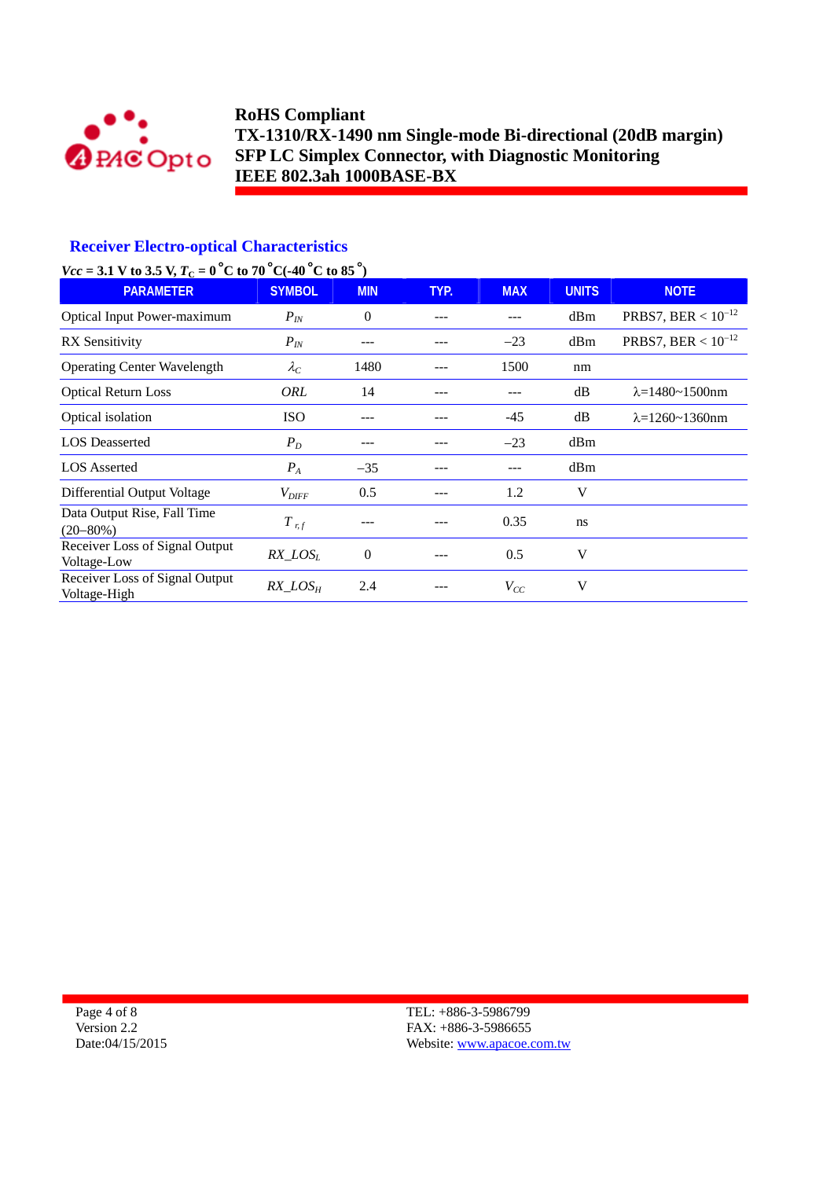## Receiver Electro-optical Characteristics

***Vcc* = 3.1 V to 3.5 V, $T_C$ = 0 °C to 70 °C(-40 °C to 85 °)**

| PARAMETER | SYMBOL | MIN | TYP. | MAX | UNITS | NOTE |
|---|---|---|---|---|---|---|
| Optical Input Power-maximum | $P_{IN}$ | 0 | --- | --- | dBm | PRBS7, BER < $10^{-12}$ |
| RX Sensitivity | $P_{IN}$ | --- | --- | −23 | dBm | PRBS7, BER < $10^{-12}$ |
| Operating Center Wavelength | $\lambda_C$ | 1480 | --- | 1500 | nm | |
| Optical Return Loss | *ORL* | 14 | --- | --- | dB | λ=1480~1500nm |
| Optical isolation | ISO | --- | --- | -45 | dB | λ=1260~1360nm |
| LOS Deasserted | $P_D$ | --- | --- | −23 | dBm | |
| LOS Asserted | $P_A$ | −35 | --- | --- | dBm | |
| Differential Output Voltage | $V_{DIFF}$ | 0.5 | --- | 1.2 | V | |
| Data Output Rise, Fall Time (20–80%) | $T_{r,f}$ | --- | --- | 0.35 | ns | |
| Receiver Loss of Signal Output Voltage-Low | $RX\_LOS_L$ | 0 | --- | 0.5 | V | |
| Receiver Loss of Signal Output Voltage-High | $RX\_LOS_H$ | 2.4 | --- | $V_{CC}$ | V | |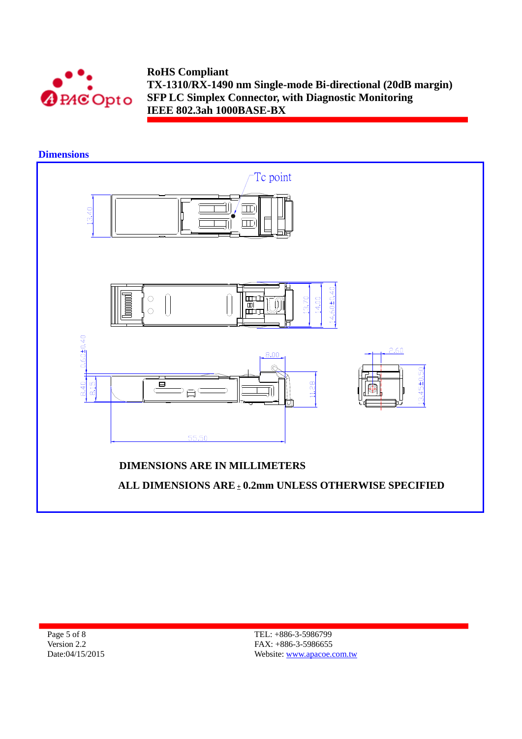## Dimensions

Tc point

13.40

13.70
14.00
14.60±0.40

0.60±0.40

8.40
8.15

8.00

11.28

55.50

2.60

13.45±0.50

**DIMENSIONS ARE IN MILLIMETERS**

**ALL DIMENSIONS ARE ± 0.2mm UNLESS OTHERWISE SPECIFIED**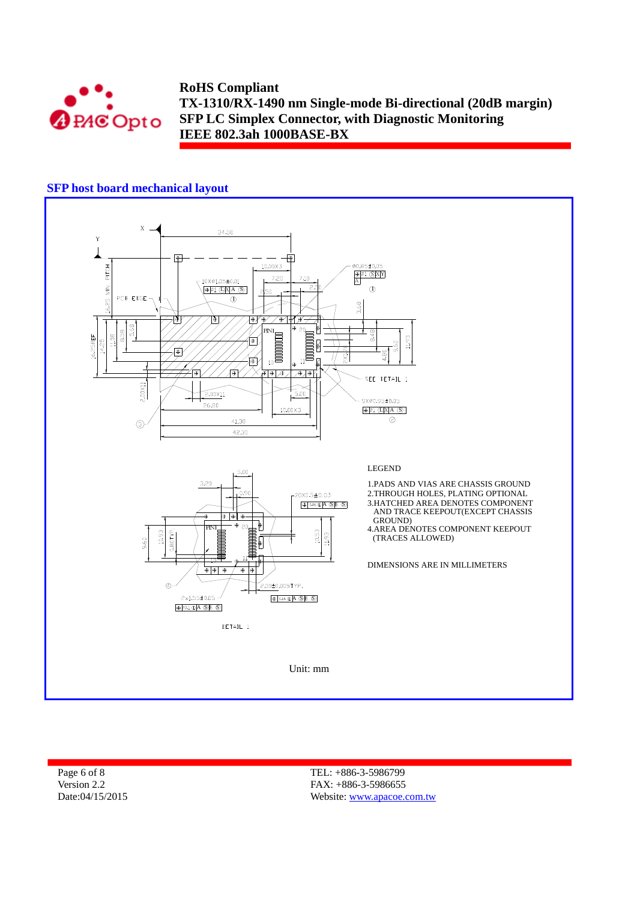## SFP host board mechanical layout

LEGEND

1. PADS AND VIAS ARE CHASSIS GROUND
2. THROUGH HOLES, PLATING OPTIONAL
3. HATCHED AREA DENOTES COMPONENT AND TRACE KEEPOUT(EXCEPT CHASSIS GROUND)
4. AREA DENOTES COMPONENT KEEPOUT (TRACES ALLOWED)

DIMENSIONS ARE IN MILLIMETERS

Unit: mm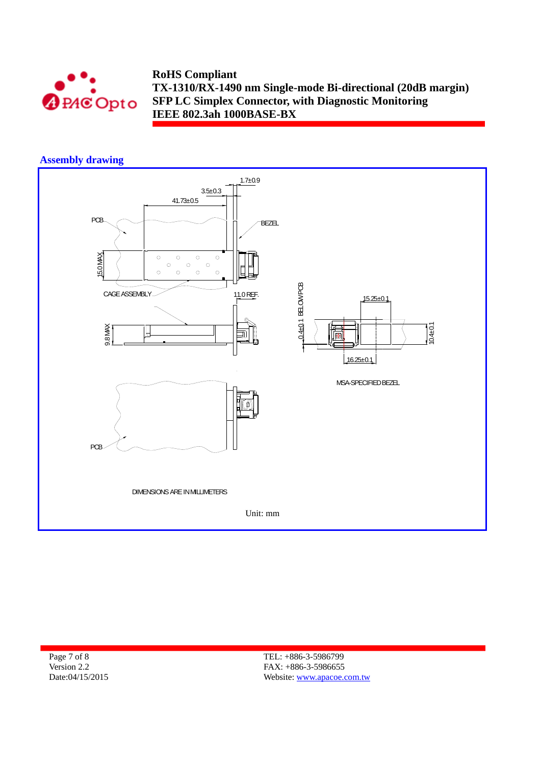## Assembly drawing

1.7±0.9

3.5±0.3

41.73±0.5

PCB

BEZEL

15.0 MAX

CAGE ASSEMBLY

11.0 REF.

9.8 MAX

0.4±0.1 BELOW PCB

15.25±0.1

10.4±0.1

16.25±0.1

MSA-SPECIFIED BEZEL

PCB

DIMENSIONS ARE IN MILLIMETERS

Unit: mm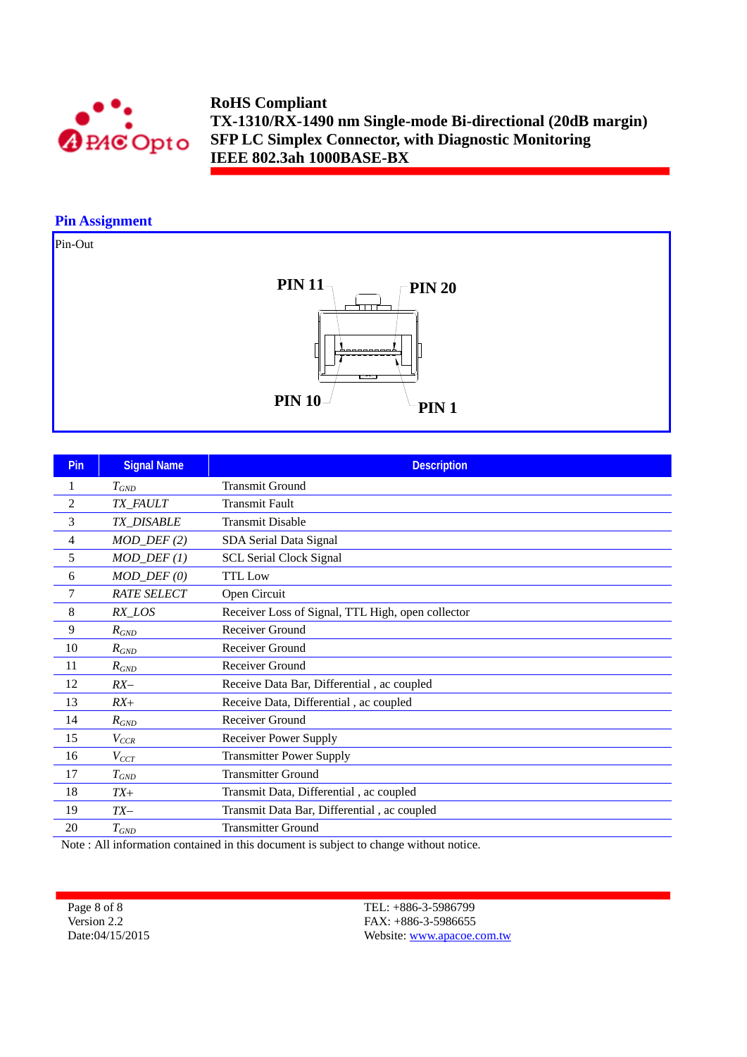## Pin Assignment

Pin-Out

PIN 11

PIN 20

PIN 10

PIN 1

| Pin | Signal Name | Description |
|---|---|---|
| 1 | $T_{GND}$ | Transmit Ground |
| 2 | *TX_FAULT* | Transmit Fault |
| 3 | *TX_DISABLE* | Transmit Disable |
| 4 | *MOD_DEF (2)* | SDA Serial Data Signal |
| 5 | *MOD_DEF (1)* | SCL Serial Clock Signal |
| 6 | *MOD_DEF (0)* | TTL Low |
| 7 | *RATE SELECT* | Open Circuit |
| 8 | *RX_LOS* | Receiver Loss of Signal, TTL High, open collector |
| 9 | $R_{GND}$ | Receiver Ground |
| 10 | $R_{GND}$ | Receiver Ground |
| 11 | $R_{GND}$ | Receiver Ground |
| 12 | *RX–* | Receive Data Bar, Differential , ac coupled |
| 13 | *RX+* | Receive Data, Differential , ac coupled |
| 14 | $R_{GND}$ | Receiver Ground |
| 15 | $V_{CCR}$ | Receiver Power Supply |
| 16 | $V_{CCT}$ | Transmitter Power Supply |
| 17 | $T_{GND}$ | Transmitter Ground |
| 18 | *TX+* | Transmit Data, Differential , ac coupled |
| 19 | *TX–* | Transmit Data Bar, Differential , ac coupled |
| 20 | $T_{GND}$ | Transmitter Ground |

Note : All information contained in this document is subject to change without notice.